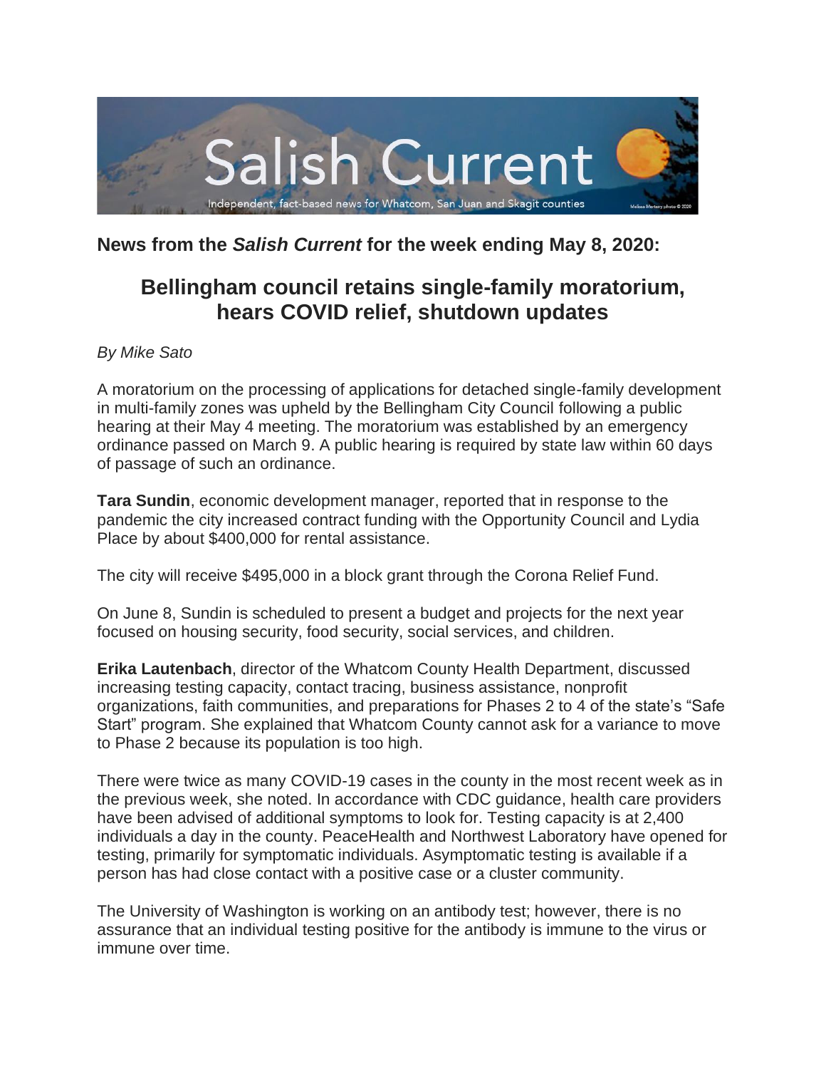Salish Current

Independent, fact-based news for Whatcom, San Juan and Skagit counties

**News from the *Salish Current* for the week ending May 8, 2020:**

## Bellingham council retains single-family moratorium, hears COVID relief, shutdown updates

*By Mike Sato*

A moratorium on the processing of applications for detached single-family development in multi-family zones was upheld by the Bellingham City Council following a public hearing at their May 4 meeting. The moratorium was established by an emergency ordinance passed on March 9. A public hearing is required by state law within 60 days of passage of such an ordinance.

**Tara Sundin**, economic development manager, reported that in response to the pandemic the city increased contract funding with the Opportunity Council and Lydia Place by about $400,000 for rental assistance.

The city will receive $495,000 in a block grant through the Corona Relief Fund.

On June 8, Sundin is scheduled to present a budget and projects for the next year focused on housing security, food security, social services, and children.

**Erika Lautenbach**, director of the Whatcom County Health Department, discussed increasing testing capacity, contact tracing, business assistance, nonprofit organizations, faith communities, and preparations for Phases 2 to 4 of the state's "Safe Start" program. She explained that Whatcom County cannot ask for a variance to move to Phase 2 because its population is too high.

There were twice as many COVID-19 cases in the county in the most recent week as in the previous week, she noted. In accordance with CDC guidance, health care providers have been advised of additional symptoms to look for. Testing capacity is at 2,400 individuals a day in the county. PeaceHealth and Northwest Laboratory have opened for testing, primarily for symptomatic individuals. Asymptomatic testing is available if a person has had close contact with a positive case or a cluster community.

The University of Washington is working on an antibody test; however, there is no assurance that an individual testing positive for the antibody is immune to the virus or immune over time.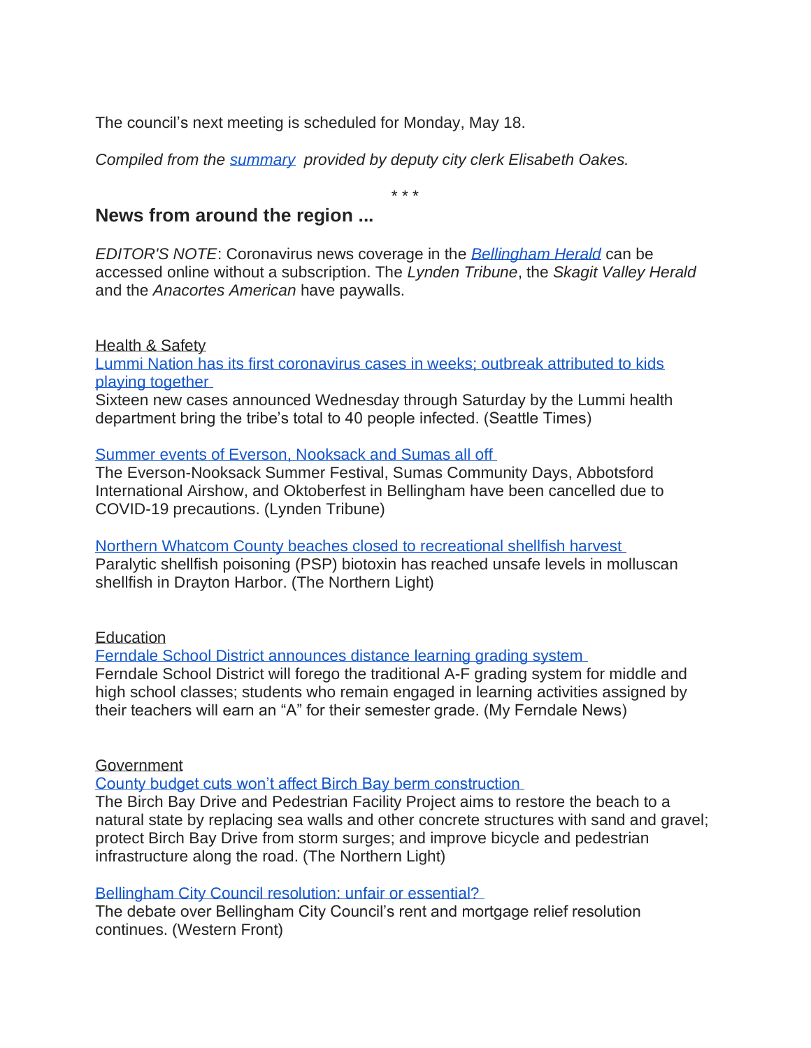The council's next meeting is scheduled for Monday, May 18.

*Compiled from the summary provided by deputy city clerk Elisabeth Oakes.*

\* \* \*

## News from around the region ...

*EDITOR'S NOTE*: Coronavirus news coverage in the *Bellingham Herald* can be accessed online without a subscription. The *Lynden Tribune*, the *Skagit Valley Herald* and the *Anacortes American* have paywalls.

Health & Safety

Lummi Nation has its first coronavirus cases in weeks; outbreak attributed to kids playing together

Sixteen new cases announced Wednesday through Saturday by the Lummi health department bring the tribe's total to 40 people infected. (Seattle Times)

Summer events of Everson, Nooksack and Sumas all off

The Everson-Nooksack Summer Festival, Sumas Community Days, Abbotsford International Airshow, and Oktoberfest in Bellingham have been cancelled due to COVID-19 precautions. (Lynden Tribune)

Northern Whatcom County beaches closed to recreational shellfish harvest

Paralytic shellfish poisoning (PSP) biotoxin has reached unsafe levels in molluscan shellfish in Drayton Harbor. (The Northern Light)

Education

Ferndale School District announces distance learning grading system

Ferndale School District will forego the traditional A-F grading system for middle and high school classes; students who remain engaged in learning activities assigned by their teachers will earn an "A" for their semester grade. (My Ferndale News)

Government

County budget cuts won't affect Birch Bay berm construction

The Birch Bay Drive and Pedestrian Facility Project aims to restore the beach to a natural state by replacing sea walls and other concrete structures with sand and gravel; protect Birch Bay Drive from storm surges; and improve bicycle and pedestrian infrastructure along the road. (The Northern Light)

Bellingham City Council resolution: unfair or essential?

The debate over Bellingham City Council's rent and mortgage relief resolution continues. (Western Front)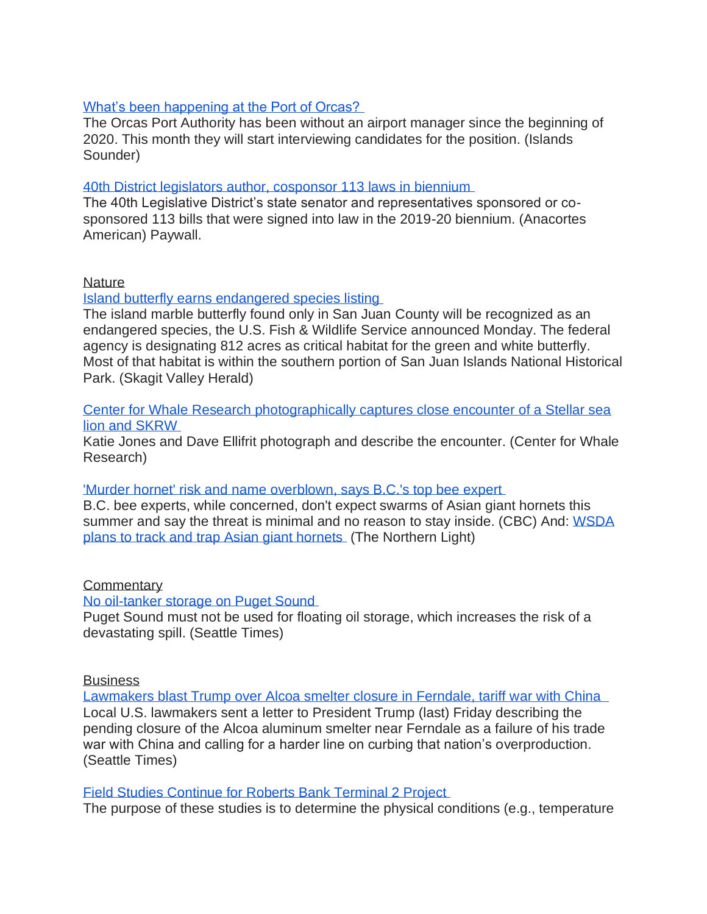[What's been happening at the Port of Orcas?]

The Orcas Port Authority has been without an airport manager since the beginning of 2020. This month they will start interviewing candidates for the position. (Islands Sounder)

[40th District legislators author, cosponsor 113 laws in biennium]

The 40th Legislative District's state senator and representatives sponsored or co-sponsored 113 bills that were signed into law in the 2019-20 biennium. (Anacortes American) Paywall.

## Nature

[Island butterfly earns endangered species listing]

The island marble butterfly found only in San Juan County will be recognized as an endangered species, the U.S. Fish & Wildlife Service announced Monday. The federal agency is designating 812 acres as critical habitat for the green and white butterfly. Most of that habitat is within the southern portion of San Juan Islands National Historical Park. (Skagit Valley Herald)

[Center for Whale Research photographically captures close encounter of a Stellar sea lion and SKRW]

Katie Jones and Dave Ellifrit photograph and describe the encounter. (Center for Whale Research)

['Murder hornet' risk and name overblown, says B.C.'s top bee expert]

B.C. bee experts, while concerned, don't expect swarms of Asian giant hornets this summer and say the threat is minimal and no reason to stay inside. (CBC) And: [WSDA plans to track and trap Asian giant hornets] (The Northern Light)

## Commentary

[No oil-tanker storage on Puget Sound]

Puget Sound must not be used for floating oil storage, which increases the risk of a devastating spill. (Seattle Times)

## Business

[Lawmakers blast Trump over Alcoa smelter closure in Ferndale, tariff war with China]

Local U.S. lawmakers sent a letter to President Trump (last) Friday describing the pending closure of the Alcoa aluminum smelter near Ferndale as a failure of his trade war with China and calling for a harder line on curbing that nation's overproduction. (Seattle Times)

[Field Studies Continue for Roberts Bank Terminal 2 Project]

The purpose of these studies is to determine the physical conditions (e.g., temperature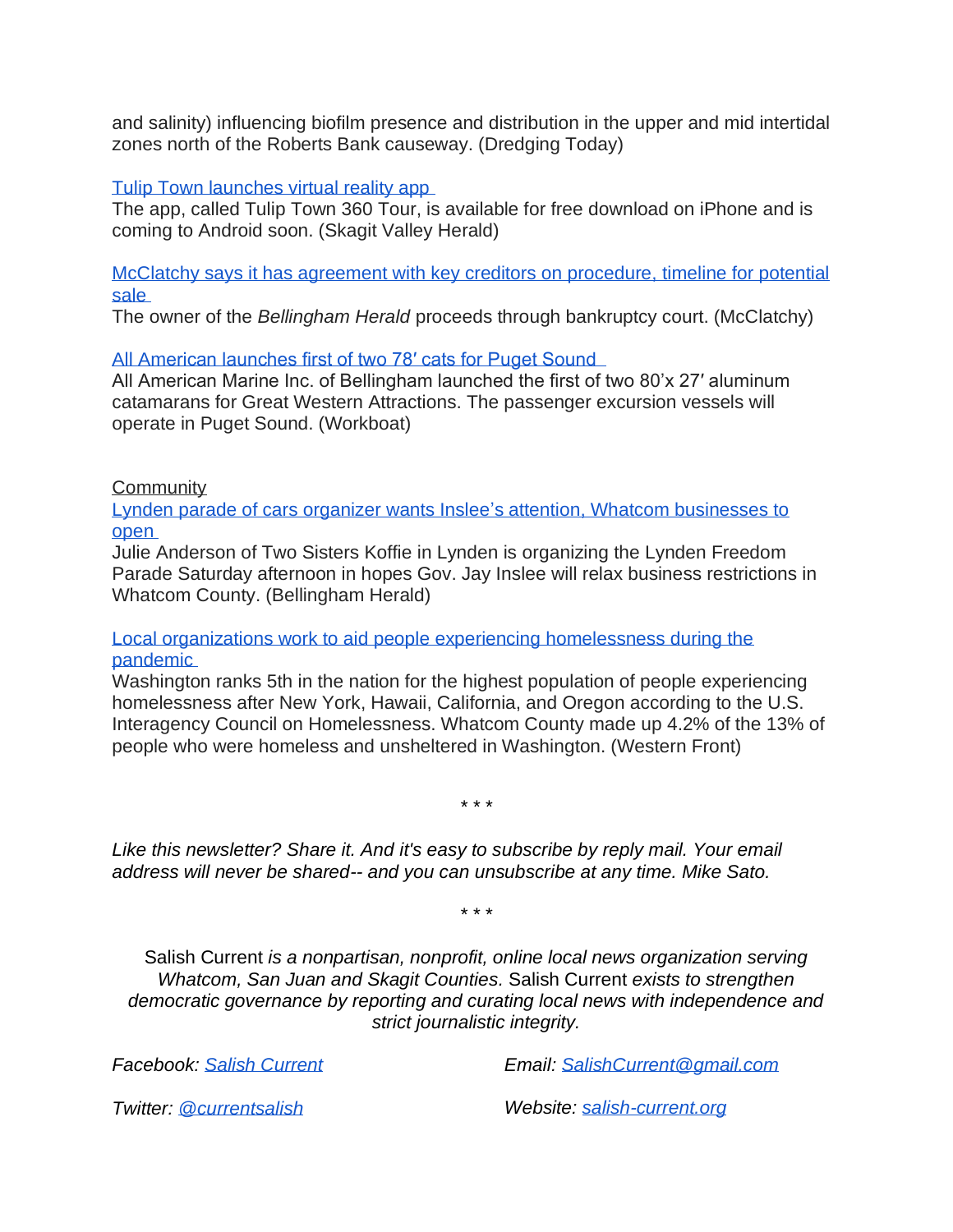and salinity) influencing biofilm presence and distribution in the upper and mid intertidal zones north of the Roberts Bank causeway. (Dredging Today)

[Tulip Town launches virtual reality app](#)
The app, called Tulip Town 360 Tour, is available for free download on iPhone and is coming to Android soon. (Skagit Valley Herald)

[McClatchy says it has agreement with key creditors on procedure, timeline for potential sale](#)
The owner of the *Bellingham Herald* proceeds through bankruptcy court. (McClatchy)

[All American launches first of two 78′ cats for Puget Sound](#)
All American Marine Inc. of Bellingham launched the first of two 80'x 27′ aluminum catamarans for Great Western Attractions. The passenger excursion vessels will operate in Puget Sound. (Workboat)

Community

[Lynden parade of cars organizer wants Inslee's attention, Whatcom businesses to open](#)
Julie Anderson of Two Sisters Koffie in Lynden is organizing the Lynden Freedom Parade Saturday afternoon in hopes Gov. Jay Inslee will relax business restrictions in Whatcom County. (Bellingham Herald)

[Local organizations work to aid people experiencing homelessness during the pandemic](#)
Washington ranks 5th in the nation for the highest population of people experiencing homelessness after New York, Hawaii, California, and Oregon according to the U.S. Interagency Council on Homelessness. Whatcom County made up 4.2% of the 13% of people who were homeless and unsheltered in Washington. (Western Front)

\* \* \*

*Like this newsletter? Share it. And it's easy to subscribe by reply mail. Your email address will never be shared-- and you can unsubscribe at any time. Mike Sato.*

\* \* \*

Salish Current *is a nonpartisan, nonprofit, online local news organization serving Whatcom, San Juan and Skagit Counties.* Salish Current *exists to strengthen democratic governance by reporting and curating local news with independence and strict journalistic integrity.*

*Facebook:* [Salish Current](#)

*Twitter:* [@currentsalish](#)

*Email:* [SalishCurrent@gmail.com](#)

*Website:* [salish-current.org](#)